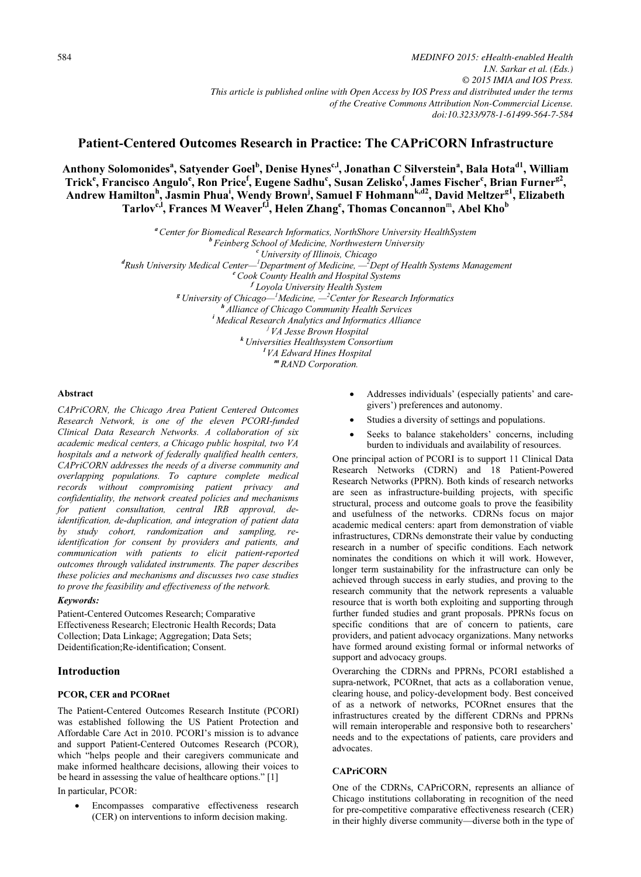# Patient-Centered Outcomes Research in Practice: The CAPriCORN Infrastructure

**Anthony Solomonides[a], Satyender Goel[b], Denise Hynes[c,l], Jonathan C Silverstein[a], Bala Hota[d1], William Trick[e], Francisco Angulo[e], Ron Price[f], Eugene Sadhu[c], Susan Zelisko[f], James Fischer[c], Brian Furner[g2], Andrew Hamilton[h], Jasmin Phua[i], Wendy Brown[j], Samuel F Hohmann[k,d2], David Meltzer[g1], Elizabeth Tarlov[c,l], Frances M Weaver[f,l], Helen Zhang[e], Thomas Concannon[m], Abel Kho[b]**

[a] *Center for Biomedical Research Informatics, NorthShore University HealthSystem*
[b] *Feinberg School of Medicine, Northwestern University*
[c] *University of Illinois, Chicago*
[d] *Rush University Medical Center—[1]Department of Medicine, —[2]Dept of Health Systems Management*
[e] *Cook County Health and Hospital Systems*
[f] *Loyola University Health System*
[g] *University of Chicago—[1]Medicine, —[2]Center for Research Informatics*
[h] *Alliance of Chicago Community Health Services*
[i] *Medical Research Analytics and Informatics Alliance*
[j] *VA Jesse Brown Hospital*
[k] *Universities Healthsystem Consortium*
[l] *VA Edward Hines Hospital*
[m] *RAND Corporation.*

#### Abstract

*CAPriCORN, the Chicago Area Patient Centered Outcomes Research Network, is one of the eleven PCORI-funded Clinical Data Research Networks. A collaboration of six academic medical centers, a Chicago public hospital, two VA hospitals and a network of federally qualified health centers, CAPriCORN addresses the needs of a diverse community and overlapping populations. To capture complete medical records without compromising patient privacy and confidentiality, the network created policies and mechanisms for patient consultation, central IRB approval, de-identification, de-duplication, and integration of patient data by study cohort, randomization and sampling, re-identification for consent by providers and patients, and communication with patients to elicit patient-reported outcomes through validated instruments. The paper describes these policies and mechanisms and discusses two case studies to prove the feasibility and effectiveness of the network.*

***Keywords:***

Patient-Centered Outcomes Research; Comparative Effectiveness Research; Electronic Health Records; Data Collection; Data Linkage; Aggregation; Data Sets; Deidentification;Re-identification; Consent.

## Introduction

### PCOR, CER and PCORnet

The Patient-Centered Outcomes Research Institute (PCORI) was established following the US Patient Protection and Affordable Care Act in 2010. PCORI's mission is to advance and support Patient-Centered Outcomes Research (PCOR), which "helps people and their caregivers communicate and make informed healthcare decisions, allowing their voices to be heard in assessing the value of healthcare options." [1]

In particular, PCOR:

- Encompasses comparative effectiveness research (CER) on interventions to inform decision making.
- Addresses individuals' (especially patients' and care-givers') preferences and autonomy.
- Studies a diversity of settings and populations.
- Seeks to balance stakeholders' concerns, including burden to individuals and availability of resources.

One principal action of PCORI is to support 11 Clinical Data Research Networks (CDRN) and 18 Patient-Powered Research Networks (PPRN). Both kinds of research networks are seen as infrastructure-building projects, with specific structural, process and outcome goals to prove the feasibility and usefulness of the networks. CDRNs focus on major academic medical centers: apart from demonstration of viable infrastructures, CDRNs demonstrate their value by conducting research in a number of specific conditions. Each network nominates the conditions on which it will work. However, longer term sustainability for the infrastructure can only be achieved through success in early studies, and proving to the research community that the network represents a valuable resource that is worth both exploiting and supporting through further funded studies and grant proposals. PPRNs focus on specific conditions that are of concern to patients, care providers, and patient advocacy organizations. Many networks have formed around existing formal or informal networks of support and advocacy groups.

Overarching the CDRNs and PPRNs, PCORI established a supra-network, PCORnet, that acts as a collaboration venue, clearing house, and policy-development body. Best conceived of as a network of networks, PCORnet ensures that the infrastructures created by the different CDRNs and PPRNs will remain interoperable and responsive both to researchers' needs and to the expectations of patients, care providers and advocates.

### CAPriCORN

One of the CDRNs, CAPriCORN, represents an alliance of Chicago institutions collaborating in recognition of the need for pre-competitive comparative effectiveness research (CER) in their highly diverse community—diverse both in the type of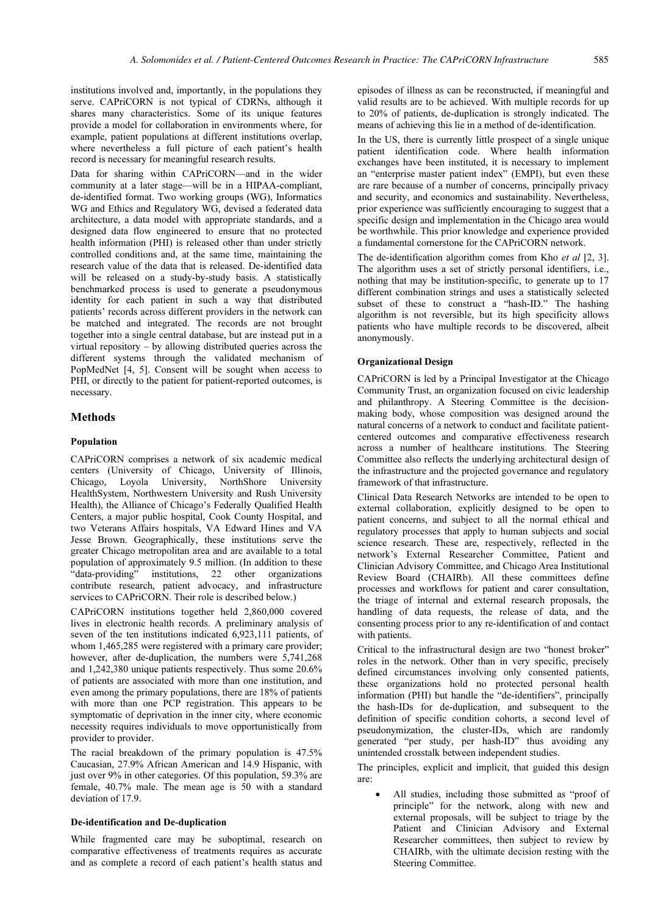institutions involved and, importantly, in the populations they serve. CAPriCORN is not typical of CDRNs, although it shares many characteristics. Some of its unique features provide a model for collaboration in environments where, for example, patient populations at different institutions overlap, where nevertheless a full picture of each patient's health record is necessary for meaningful research results.

Data for sharing within CAPriCORN—and in the wider community at a later stage—will be in a HIPAA-compliant, de-identified format. Two working groups (WG), Informatics WG and Ethics and Regulatory WG, devised a federated data architecture, a data model with appropriate standards, and a designed data flow engineered to ensure that no protected health information (PHI) is released other than under strictly controlled conditions and, at the same time, maintaining the research value of the data that is released. De-identified data will be released on a study-by-study basis. A statistically benchmarked process is used to generate a pseudonymous identity for each patient in such a way that distributed patients' records across different providers in the network can be matched and integrated. The records are not brought together into a single central database, but are instead put in a virtual repository – by allowing distributed queries across the different systems through the validated mechanism of PopMedNet [4, 5]. Consent will be sought when access to PHI, or directly to the patient for patient-reported outcomes, is necessary.

## Methods

### Population

CAPriCORN comprises a network of six academic medical centers (University of Chicago, University of Illinois, Chicago, Loyola University, NorthShore University HealthSystem, Northwestern University and Rush University Health), the Alliance of Chicago's Federally Qualified Health Centers, a major public hospital, Cook County Hospital, and two Veterans Affairs hospitals, VA Edward Hines and VA Jesse Brown. Geographically, these institutions serve the greater Chicago metropolitan area and are available to a total population of approximately 9.5 million. (In addition to these "data-providing" institutions, 22 other organizations contribute research, patient advocacy, and infrastructure services to CAPriCORN. Their role is described below.)

CAPriCORN institutions together held 2,860,000 covered lives in electronic health records. A preliminary analysis of seven of the ten institutions indicated 6,923,111 patients, of whom 1,465,285 were registered with a primary care provider; however, after de-duplication, the numbers were 5,741,268 and 1,242,380 unique patients respectively. Thus some 20.6% of patients are associated with more than one institution, and even among the primary populations, there are 18% of patients with more than one PCP registration. This appears to be symptomatic of deprivation in the inner city, where economic necessity requires individuals to move opportunistically from provider to provider.

The racial breakdown of the primary population is 47.5% Caucasian, 27.9% African American and 14.9 Hispanic, with just over 9% in other categories. Of this population, 59.3% are female, 40.7% male. The mean age is 50 with a standard deviation of 17.9.

### De-identification and De-duplication

While fragmented care may be suboptimal, research on comparative effectiveness of treatments requires as accurate and as complete a record of each patient's health status and episodes of illness as can be reconstructed, if meaningful and valid results are to be achieved. With multiple records for up to 20% of patients, de-duplication is strongly indicated. The means of achieving this lie in a method of de-identification.

In the US, there is currently little prospect of a single unique patient identification code. Where health information exchanges have been instituted, it is necessary to implement an "enterprise master patient index" (EMPI), but even these are rare because of a number of concerns, principally privacy and security, and economics and sustainability. Nevertheless, prior experience was sufficiently encouraging to suggest that a specific design and implementation in the Chicago area would be worthwhile. This prior knowledge and experience provided a fundamental cornerstone for the CAPriCORN network.

The de-identification algorithm comes from Kho *et al* [2, 3]. The algorithm uses a set of strictly personal identifiers, i.e., nothing that may be institution-specific, to generate up to 17 different combination strings and uses a statistically selected subset of these to construct a "hash-ID." The hashing algorithm is not reversible, but its high specificity allows patients who have multiple records to be discovered, albeit anonymously.

### Organizational Design

CAPriCORN is led by a Principal Investigator at the Chicago Community Trust, an organization focused on civic leadership and philanthropy. A Steering Committee is the decision-making body, whose composition was designed around the natural concerns of a network to conduct and facilitate patient-centered outcomes and comparative effectiveness research across a number of healthcare institutions. The Steering Committee also reflects the underlying architectural design of the infrastructure and the projected governance and regulatory framework of that infrastructure.

Clinical Data Research Networks are intended to be open to external collaboration, explicitly designed to be open to patient concerns, and subject to all the normal ethical and regulatory processes that apply to human subjects and social science research. These are, respectively, reflected in the network's External Researcher Committee, Patient and Clinician Advisory Committee, and Chicago Area Institutional Review Board (CHAIRb). All these committees define processes and workflows for patient and carer consultation, the triage of internal and external research proposals, the handling of data requests, the release of data, and the consenting process prior to any re-identification of and contact with patients.

Critical to the infrastructural design are two "honest broker" roles in the network. Other than in very specific, precisely defined circumstances involving only consented patients, these organizations hold no protected personal health information (PHI) but handle the "de-identifiers", principally the hash-IDs for de-duplication, and subsequent to the definition of specific condition cohorts, a second level of pseudonymization, the cluster-IDs, which are randomly generated "per study, per hash-ID" thus avoiding any unintended crosstalk between independent studies.

The principles, explicit and implicit, that guided this design are:

- All studies, including those submitted as "proof of principle" for the network, along with new and external proposals, will be subject to triage by the Patient and Clinician Advisory and External Researcher committees, then subject to review by CHAIRb, with the ultimate decision resting with the Steering Committee.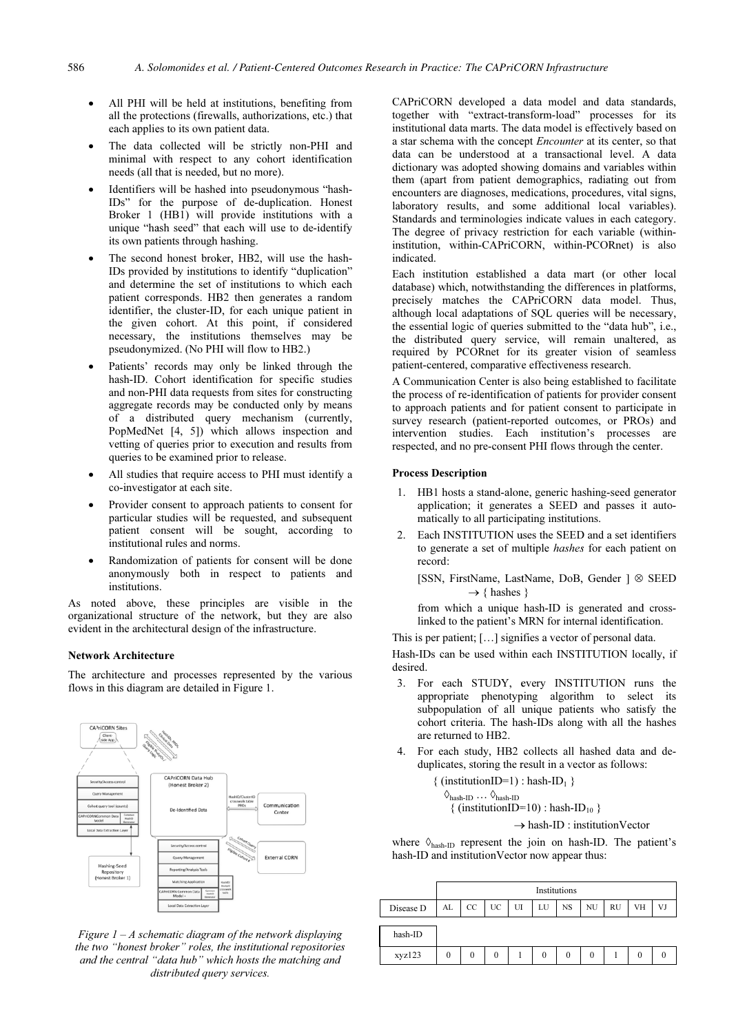- All PHI will be held at institutions, benefiting from all the protections (firewalls, authorizations, etc.) that each applies to its own patient data.
- The data collected will be strictly non-PHI and minimal with respect to any cohort identification needs (all that is needed, but no more).
- Identifiers will be hashed into pseudonymous "hash-IDs" for the purpose of de-duplication. Honest Broker 1 (HB1) will provide institutions with a unique "hash seed" that each will use to de-identify its own patients through hashing.
- The second honest broker, HB2, will use the hash-IDs provided by institutions to identify "duplication" and determine the set of institutions to which each patient corresponds. HB2 then generates a random identifier, the cluster-ID, for each unique patient in the given cohort. At this point, if considered necessary, the institutions themselves may be pseudonymized. (No PHI will flow to HB2.)
- Patients' records may only be linked through the hash-ID. Cohort identification for specific studies and non-PHI data requests from sites for constructing aggregate records may be conducted only by means of a distributed query mechanism (currently, PopMedNet [4, 5]) which allows inspection and vetting of queries prior to execution and results from queries to be examined prior to release.
- All studies that require access to PHI must identify a co-investigator at each site.
- Provider consent to approach patients to consent for particular studies will be requested, and subsequent patient consent will be sought, according to institutional rules and norms.
- Randomization of patients for consent will be done anonymously both in respect to patients and institutions.

As noted above, these principles are visible in the organizational structure of the network, but they are also evident in the architectural design of the infrastructure.

**Network Architecture**

The architecture and processes represented by the various flows in this diagram are detailed in Figure 1.

*Figure 1 – A schematic diagram of the network displaying the two "honest broker" roles, the institutional repositories and the central "data hub" which hosts the matching and distributed query services.*

CAPriCORN developed a data model and data standards, together with "extract-transform-load" processes for its institutional data marts. The data model is effectively based on a star schema with the concept *Encounter* at its center, so that data can be understood at a transactional level. A data dictionary was adopted showing domains and variables within them (apart from patient demographics, radiating out from encounters are diagnoses, medications, procedures, vital signs, laboratory results, and some additional local variables). Standards and terminologies indicate values in each category. The degree of privacy restriction for each variable (within-institution, within-CAPriCORN, within-PCORnet) is also indicated.

Each institution established a data mart (or other local database) which, notwithstanding the differences in platforms, precisely matches the CAPriCORN data model. Thus, although local adaptations of SQL queries will be necessary, the essential logic of queries submitted to the "data hub", i.e., the distributed query service, will remain unaltered, as required by PCORnet for its greater vision of seamless patient-centered, comparative effectiveness research.

A Communication Center is also being established to facilitate the process of re-identification of patients for provider consent to approach patients and for patient consent to participate in survey research (patient-reported outcomes, or PROs) and intervention studies. Each institution's processes are respected, and no pre-consent PHI flows through the center.

**Process Description**

1. HB1 hosts a stand-alone, generic hashing-seed generator application; it generates a SEED and passes it automatically to all participating institutions.
2. Each INSTITUTION uses the SEED and a set identifiers to generate a set of multiple *hashes* for each patient on record:

   $[\text{SSN, FirstName, LastName, DoB, Gender}] \otimes \text{SEED} \rightarrow \{\text{ hashes }\}$

   from which a unique hash-ID is generated and cross-linked to the patient's MRN for internal identification.

This is per patient; […] signifies a vector of personal data.

Hash-IDs can be used within each INSTITUTION locally, if desired.

3. For each STUDY, every INSTITUTION runs the appropriate phenotyping algorithm to select its subpopulation of all unique patients who satisfy the cohort criteria. The hash-IDs along with all the hashes are returned to HB2.
4. For each study, HB2 collects all hashed data and de-duplicates, storing the result in a vector as follows:

$$\{\text{ (institutionID=1) : hash-ID}_1 \}$$
$$\Diamond_{\text{hash-ID}} \cdots \Diamond_{\text{hash-ID}}$$
$$\{\text{ (institutionID=10) : hash-ID}_{10} \}$$
$$\rightarrow \text{hash-ID : institutionVector}$$

where $\Diamond_{\text{hash-ID}}$ represent the join on hash-ID. The patient's hash-ID and institutionVector now appear thus:

| | Institutions | | | | | | | | | |
|---|---|---|---|---|---|---|---|---|---|---|
| Disease D | AL | CC | UC | UI | LU | NS | NU | RU | VH | VJ |
| hash-ID | | | | | | | | | | |
| xyz123 | 0 | 0 | 0 | 1 | 0 | 0 | 0 | 1 | 0 | 0 |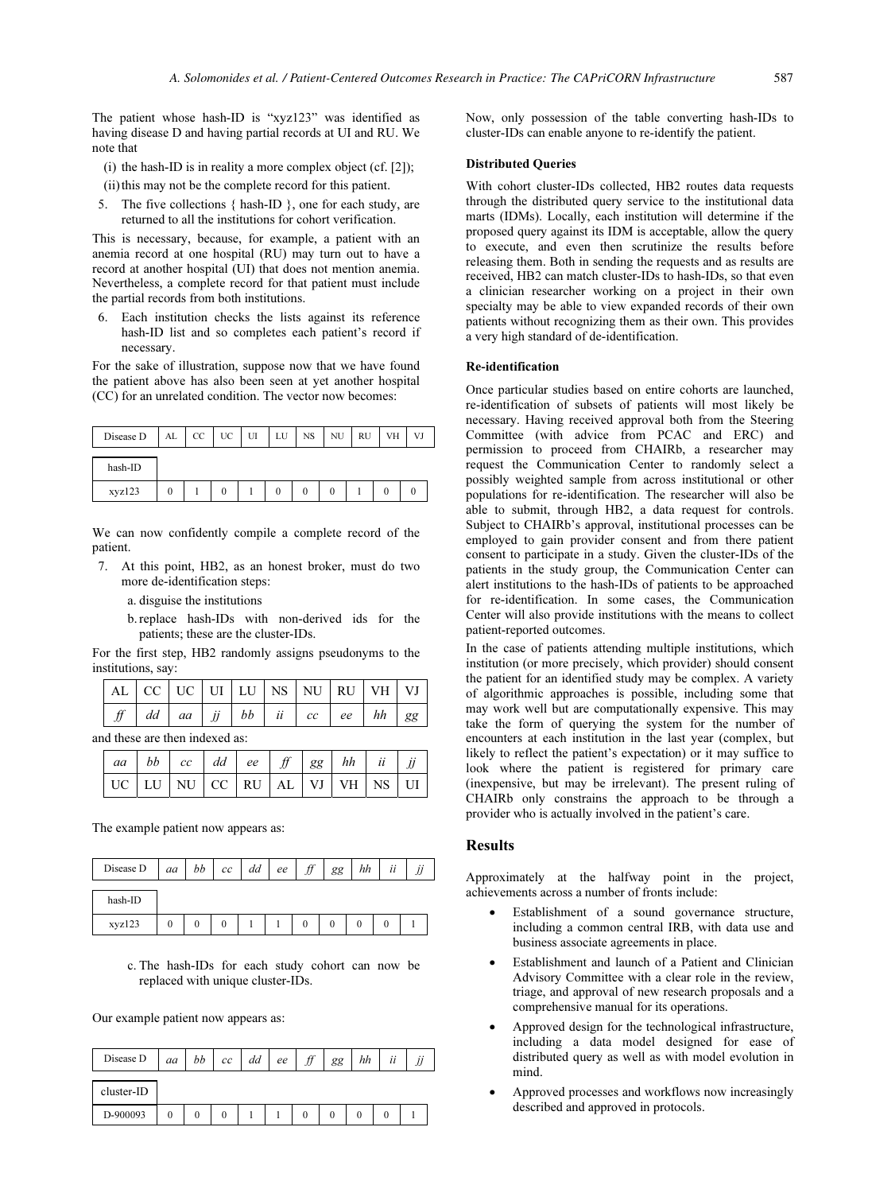The patient whose hash-ID is "xyz123" was identified as having disease D and having partial records at UI and RU. We note that

(i) the hash-ID is in reality a more complex object (cf. [2]);

(ii) this may not be the complete record for this patient.

5. The five collections { hash-ID }, one for each study, are returned to all the institutions for cohort verification.

This is necessary, because, for example, a patient with an anemia record at one hospital (RU) may turn out to have a record at another hospital (UI) that does not mention anemia. Nevertheless, a complete record for that patient must include the partial records from both institutions.

6. Each institution checks the lists against its reference hash-ID list and so completes each patient's record if necessary.

For the sake of illustration, suppose now that we have found the patient above has also been seen at yet another hospital (CC) for an unrelated condition. The vector now becomes:

| Disease D | AL | CC | UC | UI | LU | NS | NU | RU | VH | VJ |
|---|---|---|---|---|---|---|---|---|---|---|
| hash-ID | | | | | | | | | | |
| xyz123 | 0 | 1 | 0 | 1 | 0 | 0 | 0 | 1 | 0 | 0 |

We can now confidently compile a complete record of the patient.

7. At this point, HB2, as an honest broker, must do two more de-identification steps:

   a. disguise the institutions

   b. replace hash-IDs with non-derived ids for the patients; these are the cluster-IDs.

For the first step, HB2 randomly assigns pseudonyms to the institutions, say:

| AL | CC | UC | UI | LU | NS | NU | RU | VH | VJ |
|---|---|---|---|---|---|---|---|---|---|
| *ff* | *dd* | *aa* | *jj* | *bb* | *ii* | *cc* | *ee* | *hh* | *gg* |

and these are then indexed as:

| *aa* | *bb* | *cc* | *dd* | *ee* | *ff* | *gg* | *hh* | *ii* | *jj* |
|---|---|---|---|---|---|---|---|---|---|
| UC | LU | NU | CC | RU | AL | VJ | VH | NS | UI |

The example patient now appears as:

| Disease D | *aa* | *bb* | *cc* | *dd* | *ee* | *ff* | *gg* | *hh* | *ii* | *jj* |
|---|---|---|---|---|---|---|---|---|---|---|
| hash-ID | | | | | | | | | | |
| xyz123 | 0 | 0 | 0 | 1 | 1 | 0 | 0 | 0 | 0 | 1 |

   c. The hash-IDs for each study cohort can now be replaced with unique cluster-IDs.

Our example patient now appears as:

| Disease D | *aa* | *bb* | *cc* | *dd* | *ee* | *ff* | *gg* | *hh* | *ii* | *jj* |
|---|---|---|---|---|---|---|---|---|---|---|
| cluster-ID | | | | | | | | | | |
| D-900093 | 0 | 0 | 0 | 1 | 1 | 0 | 0 | 0 | 0 | 1 |

Now, only possession of the table converting hash-IDs to cluster-IDs can enable anyone to re-identify the patient.

#### Distributed Queries

With cohort cluster-IDs collected, HB2 routes data requests through the distributed query service to the institutional data marts (IDMs). Locally, each institution will determine if the proposed query against its IDM is acceptable, allow the query to execute, and even then scrutinize the results before releasing them. Both in sending the requests and as results are received, HB2 can match cluster-IDs to hash-IDs, so that even a clinician researcher working on a project in their own specialty may be able to view expanded records of their own patients without recognizing them as their own. This provides a very high standard of de-identification.

#### Re-identification

Once particular studies based on entire cohorts are launched, re-identification of subsets of patients will most likely be necessary. Having received approval both from the Steering Committee (with advice from PCAC and ERC) and permission to proceed from CHAIRb, a researcher may request the Communication Center to randomly select a possibly weighted sample from across institutional or other populations for re-identification. The researcher will also be able to submit, through HB2, a data request for controls. Subject to CHAIRb's approval, institutional processes can be employed to gain provider consent and from there patient consent to participate in a study. Given the cluster-IDs of the patients in the study group, the Communication Center can alert institutions to the hash-IDs of patients to be approached for re-identification. In some cases, the Communication Center will also provide institutions with the means to collect patient-reported outcomes.

In the case of patients attending multiple institutions, which institution (or more precisely, which provider) should consent the patient for an identified study may be complex. A variety of algorithmic approaches is possible, including some that may work well but are computationally expensive. This may take the form of querying the system for the number of encounters at each institution in the last year (complex, but likely to reflect the patient's expectation) or it may suffice to look where the patient is registered for primary care (inexpensive, but may be irrelevant). The present ruling of CHAIRb only constrains the approach to be through a provider who is actually involved in the patient's care.

## Results

Approximately at the halfway point in the project, achievements across a number of fronts include:

- Establishment of a sound governance structure, including a common central IRB, with data use and business associate agreements in place.
- Establishment and launch of a Patient and Clinician Advisory Committee with a clear role in the review, triage, and approval of new research proposals and a comprehensive manual for its operations.
- Approved design for the technological infrastructure, including a data model designed for ease of distributed query as well as with model evolution in mind.
- Approved processes and workflows now increasingly described and approved in protocols.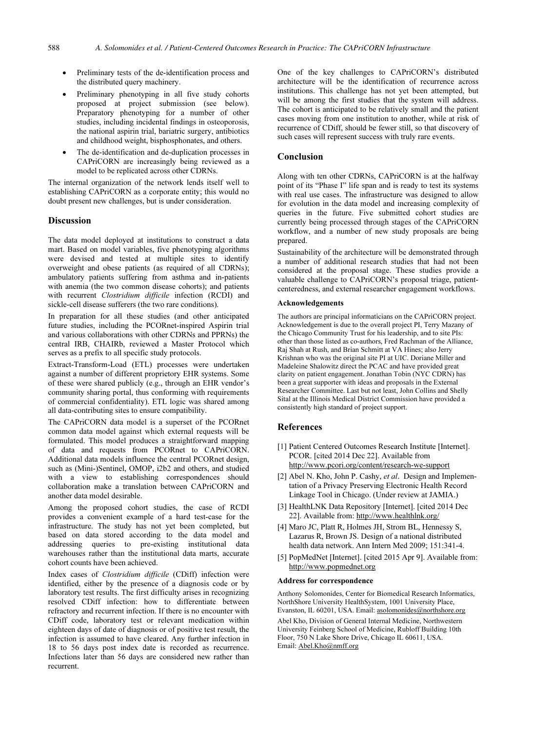- Preliminary tests of the de-identification process and the distributed query machinery.
- Preliminary phenotyping in all five study cohorts proposed at project submission (see below). Preparatory phenotyping for a number of other studies, including incidental findings in osteoporosis, the national aspirin trial, bariatric surgery, antibiotics and childhood weight, bisphosphonates, and others.
- The de-identification and de-duplication processes in CAPriCORN are increasingly being reviewed as a model to be replicated across other CDRNs.

The internal organization of the network lends itself well to establishing CAPriCORN as a corporate entity; this would no doubt present new challenges, but is under consideration.

## Discussion

The data model deployed at institutions to construct a data mart. Based on model variables, five phenotyping algorithms were devised and tested at multiple sites to identify overweight and obese patients (as required of all CDRNs); ambulatory patients suffering from asthma and in-patients with anemia (the two common disease cohorts); and patients with recurrent *Clostridium difficile* infection (RCDI) and sickle-cell disease sufferers (the two rare conditions).

In preparation for all these studies (and other anticipated future studies, including the PCORnet-inspired Aspirin trial and various collaborations with other CDRNs and PPRNs) the central IRB, CHAIRb, reviewed a Master Protocol which serves as a prefix to all specific study protocols.

Extract-Transform-Load (ETL) processes were undertaken against a number of different proprietory EHR systems. Some of these were shared publicly (e.g., through an EHR vendor's community sharing portal, thus conforming with requirements of commercial confidentiality). ETL logic was shared among all data-contributing sites to ensure compatibility.

The CAPriCORN data model is a superset of the PCORnet common data model against which external requests will be formulated. This model produces a straightforward mapping of data and requests from PCORnet to CAPriCORN. Additional data models influence the central PCORnet design, such as (Mini-)Sentinel, OMOP, i2b2 and others, and studied with a view to establishing correspondences should collaboration make a translation between CAPriCORN and another data model desirable.

Among the proposed cohort studies, the case of RCDI provides a convenient example of a hard test-case for the infrastructure. The study has not yet been completed, but based on data stored according to the data model and addressing queries to pre-existing institutional data warehouses rather than the institutional data marts, accurate cohort counts have been achieved.

Index cases of *Clostridium difficile* (CDiff) infection were identified, either by the presence of a diagnosis code or by laboratory test results. The first difficulty arises in recognizing resolved CDiff infection: how to differentiate between refractory and recurrent infection. If there is no encounter with CDiff code, laboratory test or relevant medication within eighteen days of date of diagnosis or of positive test result, the infection is assumed to have cleared. Any further infection in 18 to 56 days post index date is recorded as recurrence. Infections later than 56 days are considered new rather than recurrent.

One of the key challenges to CAPriCORN's distributed architecture will be the identification of recurrence across institutions. This challenge has not yet been attempted, but will be among the first studies that the system will address. The cohort is anticipated to be relatively small and the patient cases moving from one institution to another, while at risk of recurrence of CDiff, should be fewer still, so that discovery of such cases will represent success with truly rare events.

## Conclusion

Along with ten other CDRNs, CAPriCORN is at the halfway point of its "Phase I" life span and is ready to test its systems with real use cases. The infrastructure was designed to allow for evolution in the data model and increasing complexity of queries in the future. Five submitted cohort studies are currently being processed through stages of the CAPriCORN workflow, and a number of new study proposals are being prepared.

Sustainability of the architecture will be demonstrated through a number of additional research studies that had not been considered at the proposal stage. These studies provide a valuable challenge to CAPriCORN's proposal triage, patient-centeredness, and external researcher engagement workflows.

### Acknowledgements

The authors are principal informaticians on the CAPriCORN project. Acknowledgement is due to the overall project PI, Terry Mazany of the Chicago Community Trust for his leadership, and to site PIs: other than those listed as co-authors, Fred Rachman of the Alliance, Raj Shah at Rush, and Brian Schmitt at VA Hines; also Jerry Krishnan who was the original site PI at UIC. Doriane Miller and Madeleine Shalowitz direct the PCAC and have provided great clarity on patient engagement. Jonathan Tobin (NYC CDRN) has been a great supporter with ideas and proposals in the External Researcher Committee. Last but not least, John Collins and Shelly Sital at the Illinois Medical District Commission have provided a consistently high standard of project support.

## References

[1] Patient Centered Outcomes Research Institute [Internet]. PCOR. [cited 2014 Dec 22]. Available from http://www.pcori.org/content/research-we-support

[2] Abel N. Kho, John P. Cashy, *et al*. Design and Implementation of a Privacy Preserving Electronic Health Record Linkage Tool in Chicago. (Under review at JAMIA.)

[3] HealthLNK Data Repository [Internet]. [cited 2014 Dec 22]. Available from: http://www.healthlnk.org/

[4] Maro JC, Platt R, Holmes JH, Strom BL, Hennessy S, Lazarus R, Brown JS. Design of a national distributed health data network. Ann Intern Med 2009; 151:341-4.

[5] PopMedNet [Internet]. [cited 2015 Apr 9]. Available from: http://www.popmednet.org

### Address for correspondence

Anthony Solomonides, Center for Biomedical Research Informatics, NorthShore University HealthSystem, 1001 University Place, Evanston, IL 60201, USA. Email: asolomonides@northshore.org

Abel Kho, Division of General Internal Medicine, Northwestern University Feinberg School of Medicine, Rubloff Building 10th Floor, 750 N Lake Shore Drive, Chicago IL 60611, USA. Email: Abel.Kho@nmff.org